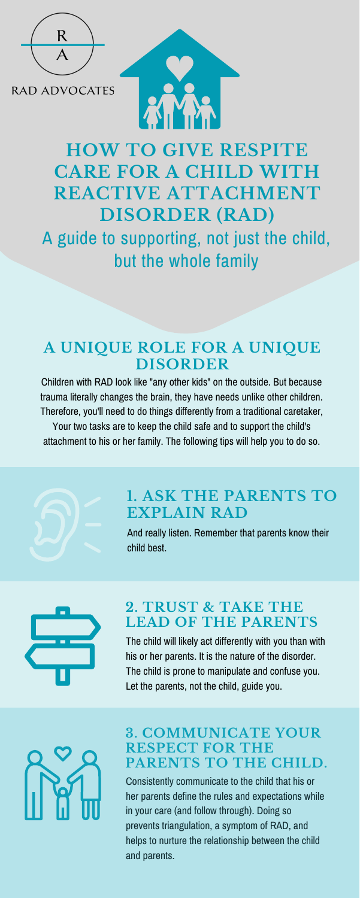RAD ADVOCATES

# HOW TO GIVE RESPITE CARE FOR A CHILD WITH REACTIVE ATTACHMENT DISORDER (RAD)

A guide to supporting, not just the child, but the whole family

## A UNIQUE ROLE FOR A UNIQUE DISORDER

Children with RAD look like "any other kids" on the outside. But because trauma literally changes the brain, they have needs unlike other children. Therefore, you'll need to do things differently from a traditional caretaker, Your two tasks are to keep the child safe and to support the child's attachment to his or her family. The following tips will help you to do so.

## 1. ASK THE PARENTS TO EXPLAIN RAD

And really listen. Remember that parents know their child best.

## 2. TRUST & TAKE THE LEAD OF THE PARENTS

The child will likely act differently with you than with his or her parents. It is the nature of the disorder. The child is prone to manipulate and confuse you. Let the parents, not the child, guide you.

## 3. COMMUNICATE YOUR RESPECT FOR THE PARENTS TO THE CHILD.

Consistently communicate to the child that his or her parents define the rules and expectations while in your care (and follow through). Doing so prevents triangulation, a symptom of RAD, and helps to nurture the relationship between the child and parents.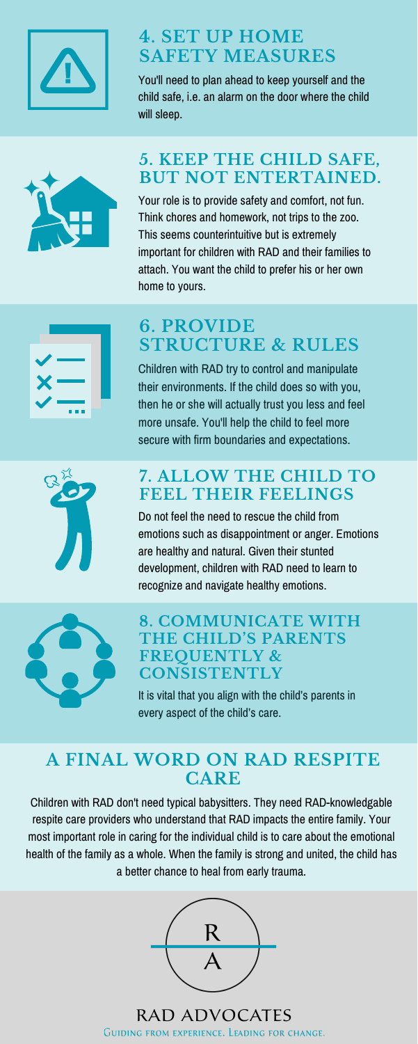## 4. SET UP HOME SAFETY MEASURES

You'll need to plan ahead to keep yourself and the child safe, i.e. an alarm on the door where the child will sleep.

## 5. KEEP THE CHILD SAFE, BUT NOT ENTERTAINED.

Your role is to provide safety and comfort, not fun. Think chores and homework, not trips to the zoo. This seems counterintuitive but is extremely important for children with RAD and their families to attach. You want the child to prefer his or her own home to yours.

## 6. PROVIDE STRUCTURE & RULES

Children with RAD try to control and manipulate their environments. If the child does so with you, then he or she will actually trust you less and feel more unsafe. You'll help the child to feel more secure with firm boundaries and expectations.

## 7. ALLOW THE CHILD TO FEEL THEIR FEELINGS

Do not feel the need to rescue the child from emotions such as disappointment or anger. Emotions are healthy and natural. Given their stunted development, children with RAD need to learn to recognize and navigate healthy emotions.

## 8. COMMUNICATE WITH THE CHILD'S PARENTS FREQUENTLY & CONSISTENTLY

It is vital that you align with the child's parents in every aspect of the child's care.

## A FINAL WORD ON RAD RESPITE CARE

Children with RAD don't need typical babysitters. They need RAD-knowledgable respite care providers who understand that RAD impacts the entire family. Your most important role in caring for the individual child is to care about the emotional health of the family as a whole. When the family is strong and united, the child has a better chance to heal from early trauma.

RAD ADVOCATES

Guiding from experience. Leading for change.